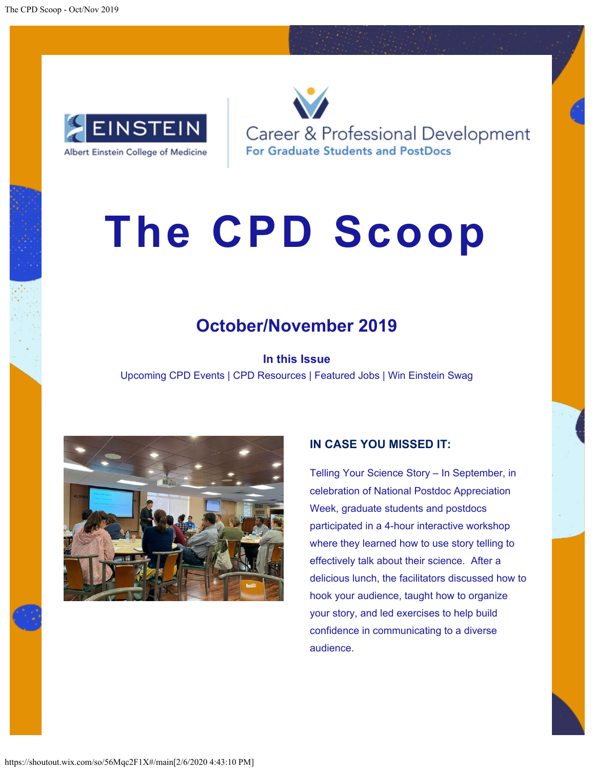Einstein — Albert Einstein College of Medicine

Career & Professional Development
For Graduate Students and PostDocs

# The CPD Scoop

## October/November 2019

**In this Issue**

Upcoming CPD Events | CPD Resources | Featured Jobs | Win Einstein Swag

### IN CASE YOU MISSED IT:

Telling Your Science Story – In September, in celebration of National Postdoc Appreciation Week, graduate students and postdocs participated in a 4-hour interactive workshop where they learned how to use story telling to effectively talk about their science. After a delicious lunch, the facilitators discussed how to hook your audience, taught how to organize your story, and led exercises to help build confidence in communicating to a diverse audience.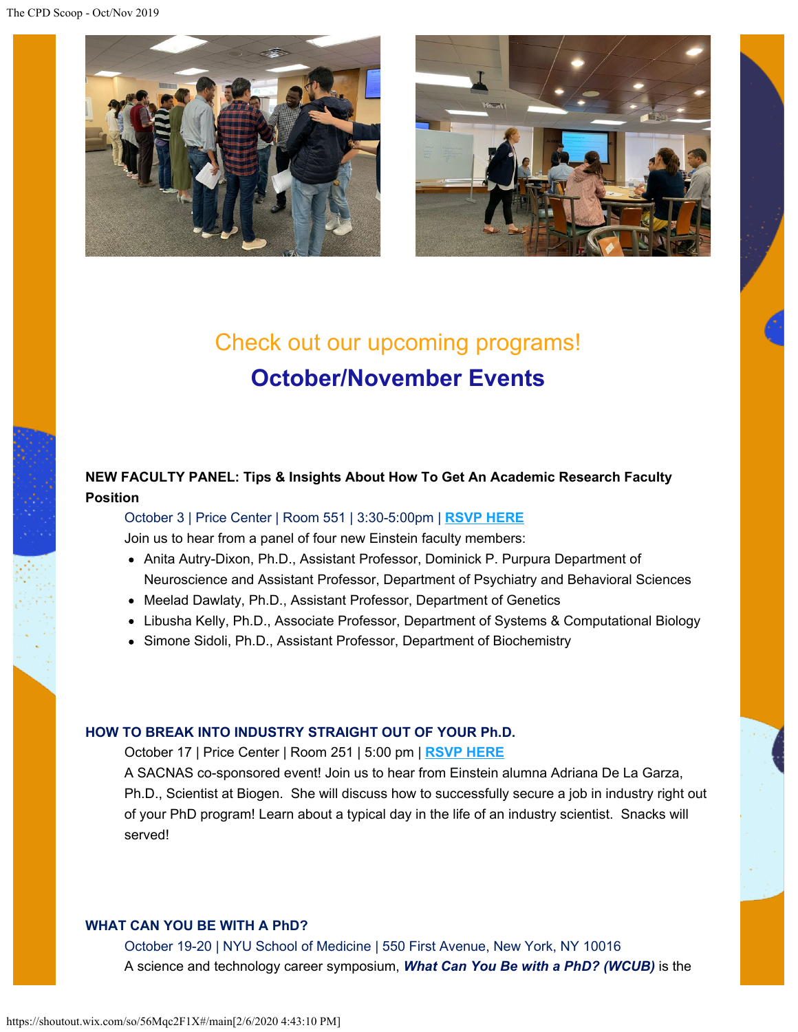## Check out our upcoming programs!

## October/November Events

**NEW FACULTY PANEL: Tips & Insights About How To Get An Academic Research Faculty Position**

October 3 | Price Center | Room 551 | 3:30-5:00pm | **RSVP HERE**

Join us to hear from a panel of four new Einstein faculty members:

- Anita Autry-Dixon, Ph.D., Assistant Professor, Dominick P. Purpura Department of Neuroscience and Assistant Professor, Department of Psychiatry and Behavioral Sciences
- Meelad Dawlaty, Ph.D., Assistant Professor, Department of Genetics
- Libusha Kelly, Ph.D., Associate Professor, Department of Systems & Computational Biology
- Simone Sidoli, Ph.D., Assistant Professor, Department of Biochemistry

**HOW TO BREAK INTO INDUSTRY STRAIGHT OUT OF YOUR Ph.D.**

October 17 | Price Center | Room 251 | 5:00 pm | **RSVP HERE**

A SACNAS co-sponsored event! Join us to hear from Einstein alumna Adriana De La Garza, Ph.D., Scientist at Biogen. She will discuss how to successfully secure a job in industry right out of your PhD program! Learn about a typical day in the life of an industry scientist. Snacks will served!

**WHAT CAN YOU BE WITH A PhD?**

October 19-20 | NYU School of Medicine | 550 First Avenue, New York, NY 10016

A science and technology career symposium, ***What Can You Be with a PhD? (WCUB)*** is the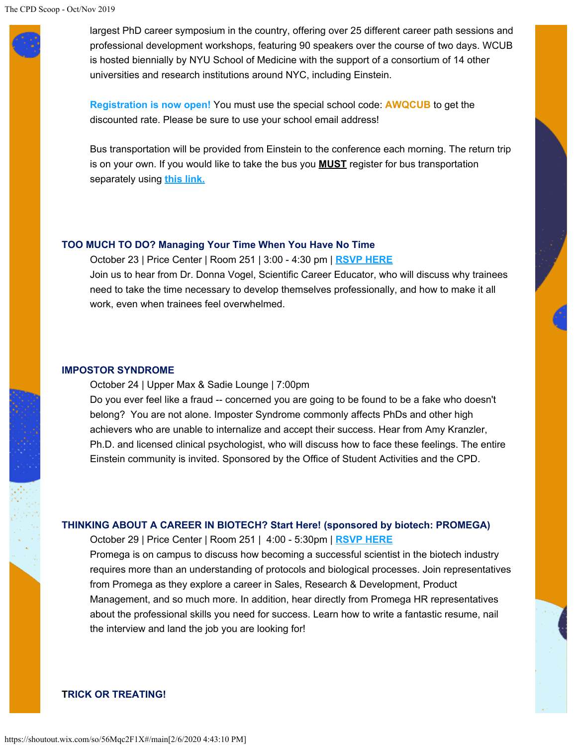largest PhD career symposium in the country, offering over 25 different career path sessions and professional development workshops, featuring 90 speakers over the course of two days. WCUB is hosted biennially by NYU School of Medicine with the support of a consortium of 14 other universities and research institutions around NYC, including Einstein.

**Registration is now open!** You must use the special school code: **AWQCUB** to get the discounted rate. Please be sure to use your school email address!

Bus transportation will be provided from Einstein to the conference each morning. The return trip is on your own. If you would like to take the bus you **MUST** register for bus transportation separately using **this link.**

### TOO MUCH TO DO? Managing Your Time When You Have No Time

October 23 | Price Center | Room 251 | 3:00 - 4:30 pm | **RSVP HERE**

Join us to hear from Dr. Donna Vogel, Scientific Career Educator, who will discuss why trainees need to take the time necessary to develop themselves professionally, and how to make it all work, even when trainees feel overwhelmed.

### IMPOSTOR SYNDROME

October 24 | Upper Max & Sadie Lounge | 7:00pm

Do you ever feel like a fraud -- concerned you are going to be found to be a fake who doesn't belong? You are not alone. Imposter Syndrome commonly affects PhDs and other high achievers who are unable to internalize and accept their success. Hear from Amy Kranzler, Ph.D. and licensed clinical psychologist, who will discuss how to face these feelings. The entire Einstein community is invited. Sponsored by the Office of Student Activities and the CPD.

### THINKING ABOUT A CAREER IN BIOTECH? Start Here! (sponsored by biotech: PROMEGA)

October 29 | Price Center | Room 251 | 4:00 - 5:30pm | **RSVP HERE**

Promega is on campus to discuss how becoming a successful scientist in the biotech industry requires more than an understanding of protocols and biological processes. Join representatives from Promega as they explore a career in Sales, Research & Development, Product Management, and so much more. In addition, hear directly from Promega HR representatives about the professional skills you need for success. Learn how to write a fantastic resume, nail the interview and land the job you are looking for!

### TRICK OR TREATING!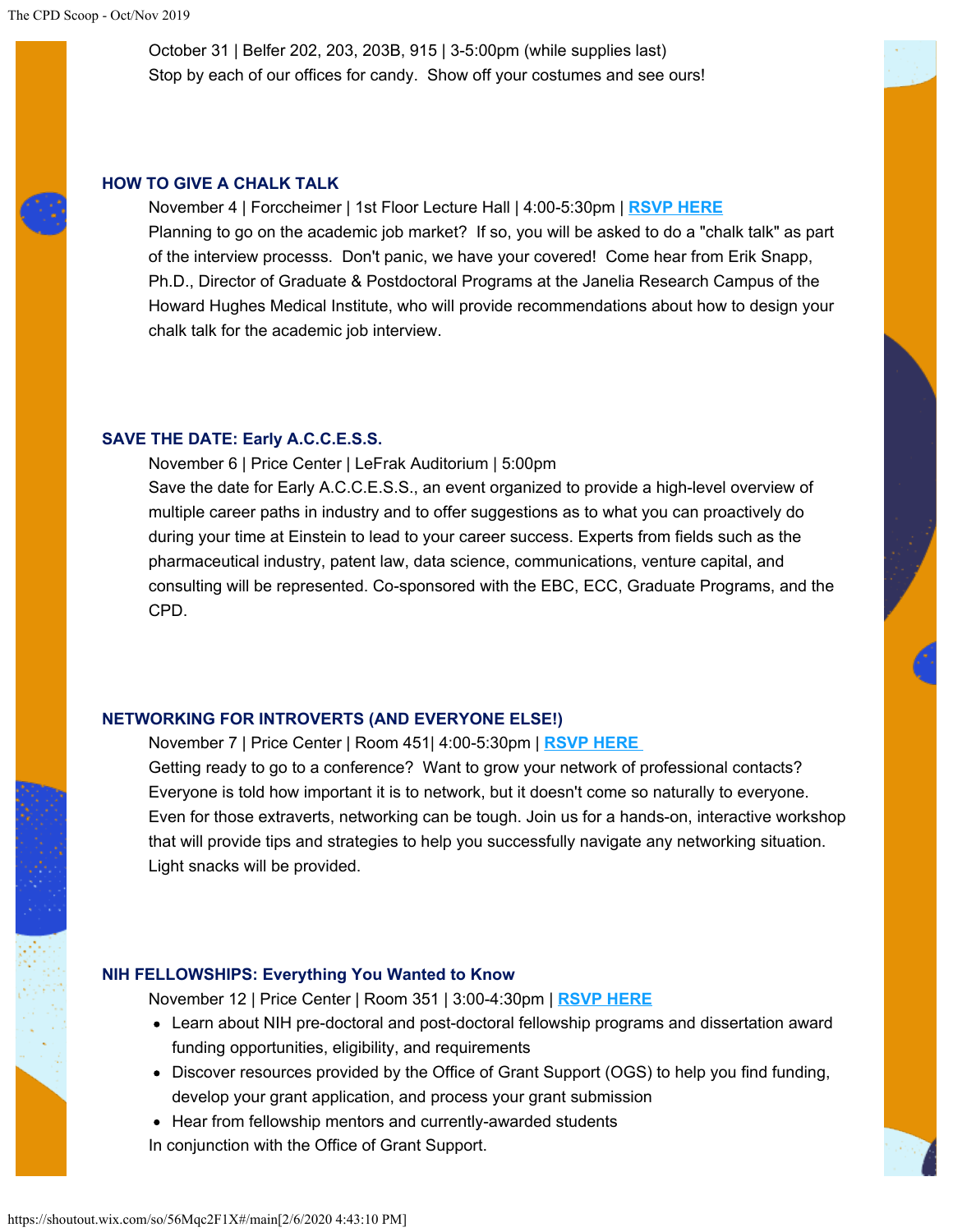October 31 | Belfer 202, 203, 203B, 915 | 3-5:00pm (while supplies last)
Stop by each of our offices for candy. Show off your costumes and see ours!

### HOW TO GIVE A CHALK TALK

November 4 | Forccheimer | 1st Floor Lecture Hall | 4:00-5:30pm | **RSVP HERE**
Planning to go on the academic job market? If so, you will be asked to do a "chalk talk" as part of the interview processs. Don't panic, we have your covered! Come hear from Erik Snapp, Ph.D., Director of Graduate & Postdoctoral Programs at the Janelia Research Campus of the Howard Hughes Medical Institute, who will provide recommendations about how to design your chalk talk for the academic job interview.

### SAVE THE DATE: Early A.C.C.E.S.S.

November 6 | Price Center | LeFrak Auditorium | 5:00pm
Save the date for Early A.C.C.E.S.S., an event organized to provide a high-level overview of multiple career paths in industry and to offer suggestions as to what you can proactively do during your time at Einstein to lead to your career success. Experts from fields such as the pharmaceutical industry, patent law, data science, communications, venture capital, and consulting will be represented. Co-sponsored with the EBC, ECC, Graduate Programs, and the CPD.

### NETWORKING FOR INTROVERTS (AND EVERYONE ELSE!)

November 7 | Price Center | Room 451| 4:00-5:30pm | **RSVP HERE**
Getting ready to go to a conference? Want to grow your network of professional contacts? Everyone is told how important it is to network, but it doesn't come so naturally to everyone. Even for those extraverts, networking can be tough. Join us for a hands-on, interactive workshop that will provide tips and strategies to help you successfully navigate any networking situation. Light snacks will be provided.

### NIH FELLOWSHIPS: Everything You Wanted to Know

November 12 | Price Center | Room 351 | 3:00-4:30pm | **RSVP HERE**

- Learn about NIH pre-doctoral and post-doctoral fellowship programs and dissertation award funding opportunities, eligibility, and requirements
- Discover resources provided by the Office of Grant Support (OGS) to help you find funding, develop your grant application, and process your grant submission
- Hear from fellowship mentors and currently-awarded students

In conjunction with the Office of Grant Support.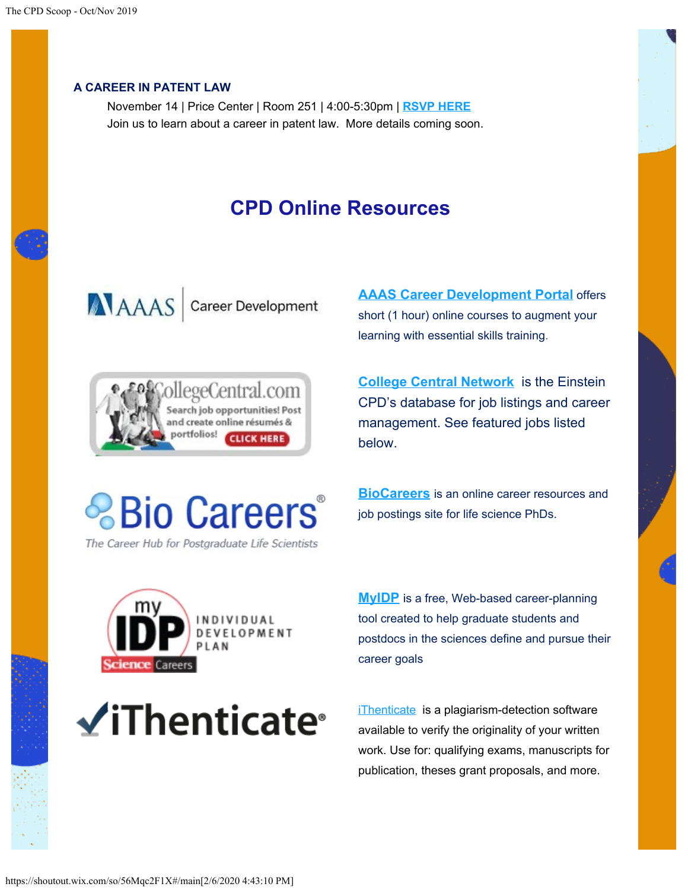### A CAREER IN PATENT LAW

November 14 | Price Center | Room 251 | 4:00-5:30pm | **RSVP HERE**
Join us to learn about a career in patent law. More details coming soon.

## CPD Online Resources

**AAAS Career Development Portal** offers short (1 hour) online courses to augment your learning with essential skills training.

**College Central Network** is the Einstein CPD's database for job listings and career management. See featured jobs listed below.

**BioCareers** is an online career resources and job postings site for life science PhDs.

**MyIDP** is a free, Web-based career-planning tool created to help graduate students and postdocs in the sciences define and pursue their career goals

iThenticate is a plagiarism-detection software available to verify the originality of your written work. Use for: qualifying exams, manuscripts for publication, theses grant proposals, and more.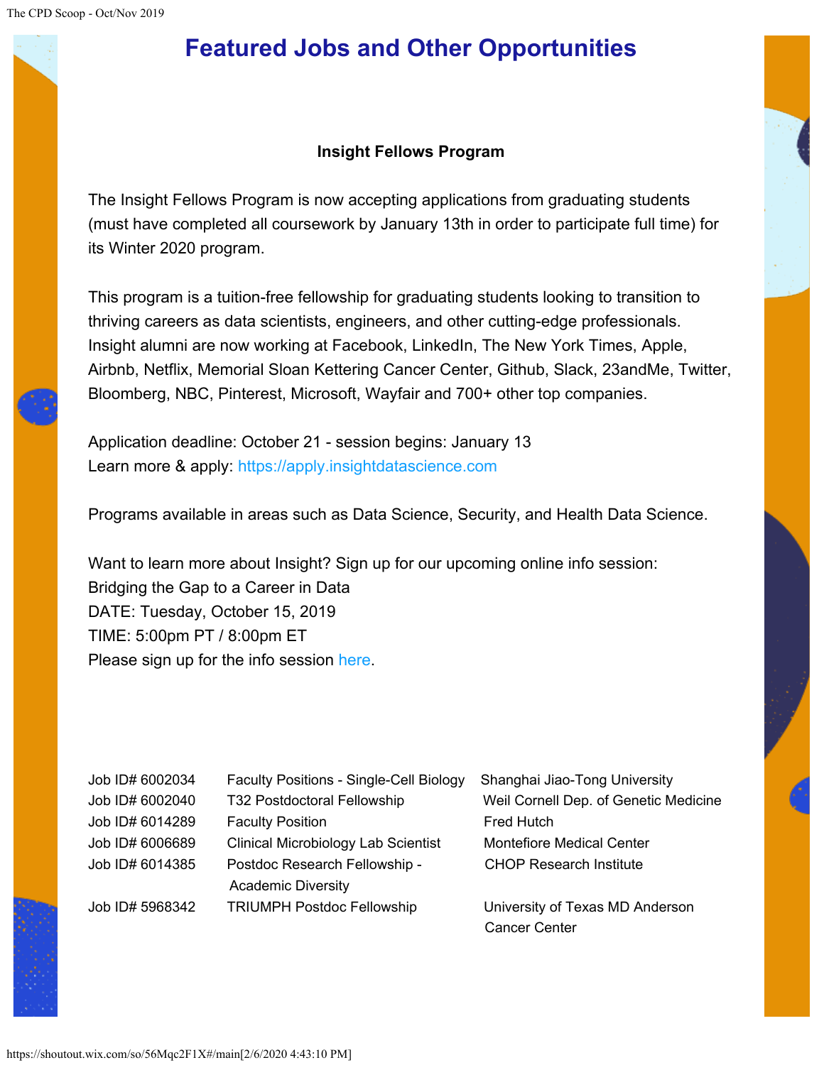# Featured Jobs and Other Opportunities

**Insight Fellows Program**

The Insight Fellows Program is now accepting applications from graduating students (must have completed all coursework by January 13th in order to participate full time) for its Winter 2020 program.

This program is a tuition-free fellowship for graduating students looking to transition to thriving careers as data scientists, engineers, and other cutting-edge professionals. Insight alumni are now working at Facebook, LinkedIn, The New York Times, Apple, Airbnb, Netflix, Memorial Sloan Kettering Cancer Center, Github, Slack, 23andMe, Twitter, Bloomberg, NBC, Pinterest, Microsoft, Wayfair and 700+ other top companies.

Application deadline: October 21 - session begins: January 13
Learn more & apply: https://apply.insightdatascience.com

Programs available in areas such as Data Science, Security, and Health Data Science.

Want to learn more about Insight? Sign up for our upcoming online info session:
Bridging the Gap to a Career in Data
DATE: Tuesday, October 15, 2019
TIME: 5:00pm PT / 8:00pm ET
Please sign up for the info session here.

| | | |
|---|---|---|
| Job ID# 6002034 | Faculty Positions - Single-Cell Biology | Shanghai Jiao-Tong University |
| Job ID# 6002040 | T32 Postdoctoral Fellowship | Weil Cornell Dep. of Genetic Medicine |
| Job ID# 6014289 | Faculty Position | Fred Hutch |
| Job ID# 6006689 | Clinical Microbiology Lab Scientist | Montefiore Medical Center |
| Job ID# 6014385 | Postdoc Research Fellowship - Academic Diversity | CHOP Research Institute |
| Job ID# 5968342 | TRIUMPH Postdoc Fellowship | University of Texas MD Anderson Cancer Center |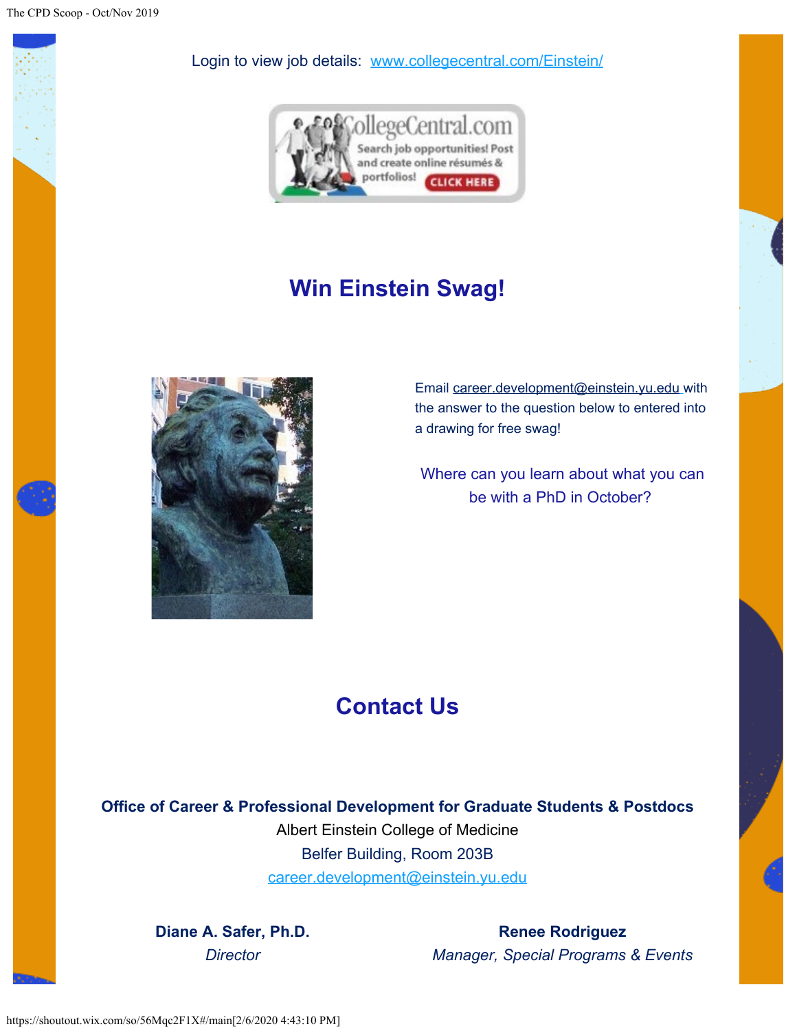Login to view job details: [www.collegecentral.com/Einstein/](www.collegecentral.com/Einstein/)

## Win Einstein Swag!

Email career.development@einstein.yu.edu with the answer to the question below to entered into a drawing for free swag!

Where can you learn about what you can be with a PhD in October?

## Contact Us

**Office of Career & Professional Development for Graduate Students & Postdocs**
Albert Einstein College of Medicine
Belfer Building, Room 203B
career.development@einstein.yu.edu

**Diane A. Safer, Ph.D.**
*Director*

**Renee Rodriguez**
*Manager, Special Programs & Events*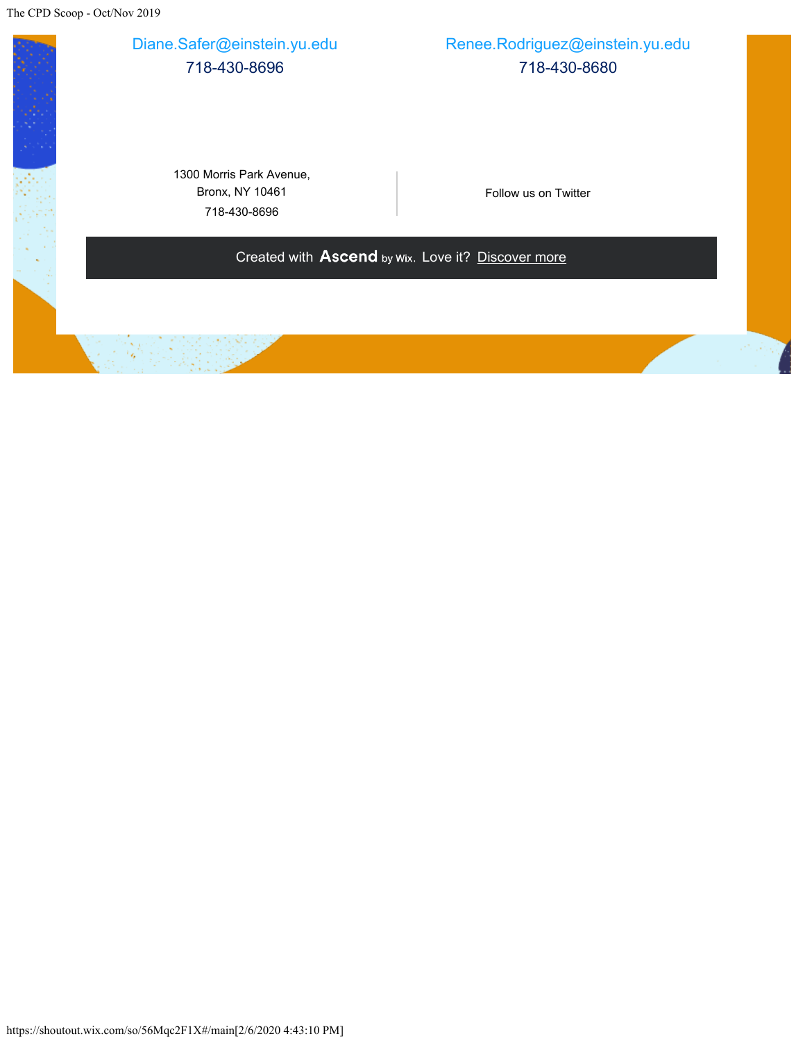Diane.Safer@einstein.yu.edu

718-430-8696

Renee.Rodriguez@einstein.yu.edu

718-430-8680

1300 Morris Park Avenue,
Bronx, NY 10461
718-430-8696

Follow us on Twitter

Created with Ascend by Wix. Love it? Discover more